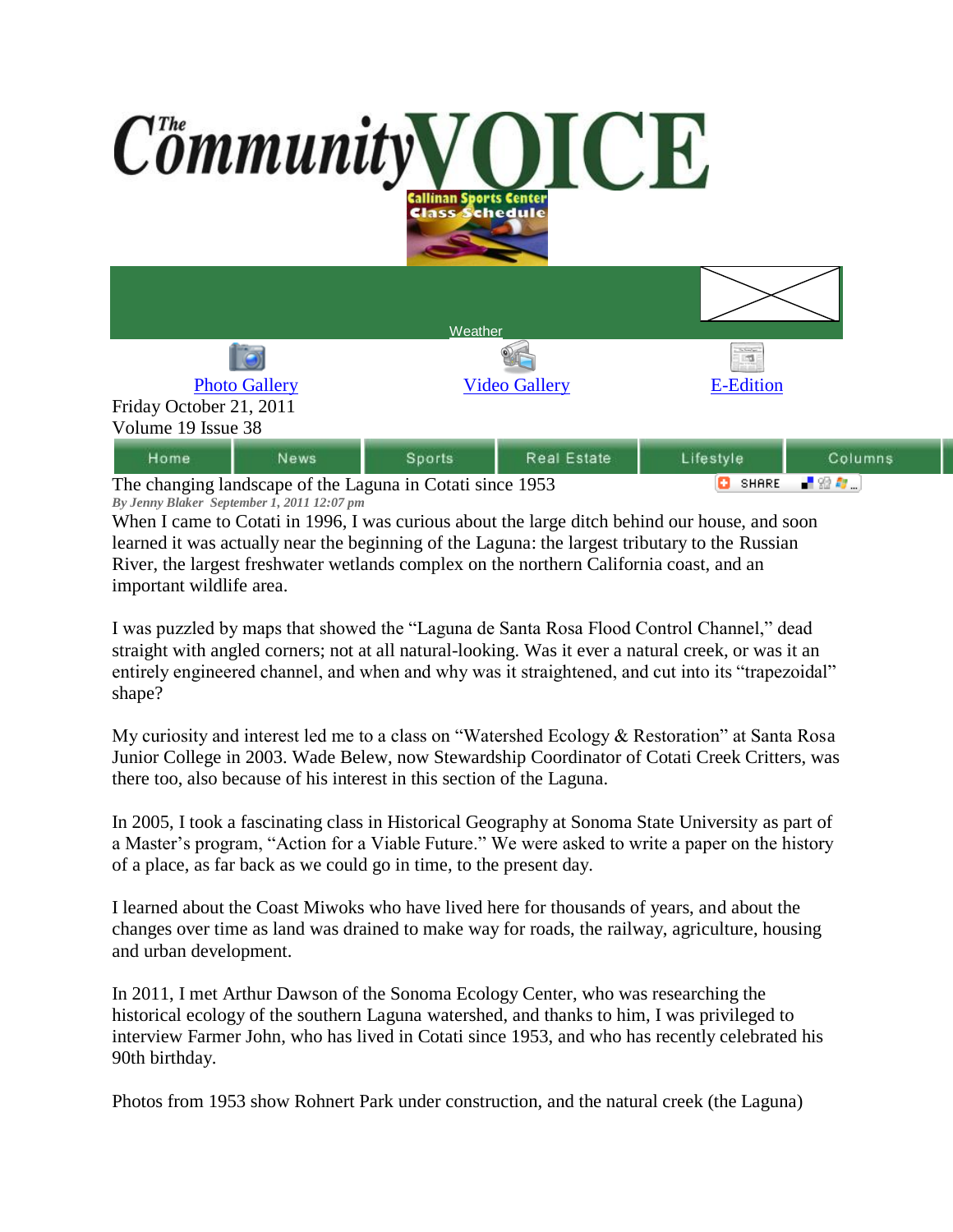# The Community VOICE

Callinan Sports Center Class Schedule

Weather

Photo Gallery Video Gallery E-Edition

Friday October 21, 2011
Volume 19 Issue 38

Home | News | Sports | Real Estate | Lifestyle | Columns

## The changing landscape of the Laguna in Cotati since 1953

SHARE

*By Jenny Blaker September 1, 2011 12:07 pm*

When I came to Cotati in 1996, I was curious about the large ditch behind our house, and soon learned it was actually near the beginning of the Laguna: the largest tributary to the Russian River, the largest freshwater wetlands complex on the northern California coast, and an important wildlife area.

I was puzzled by maps that showed the "Laguna de Santa Rosa Flood Control Channel," dead straight with angled corners; not at all natural-looking. Was it ever a natural creek, or was it an entirely engineered channel, and when and why was it straightened, and cut into its "trapezoidal" shape?

My curiosity and interest led me to a class on "Watershed Ecology & Restoration" at Santa Rosa Junior College in 2003. Wade Belew, now Stewardship Coordinator of Cotati Creek Critters, was there too, also because of his interest in this section of the Laguna.

In 2005, I took a fascinating class in Historical Geography at Sonoma State University as part of a Master's program, "Action for a Viable Future." We were asked to write a paper on the history of a place, as far back as we could go in time, to the present day.

I learned about the Coast Miwoks who have lived here for thousands of years, and about the changes over time as land was drained to make way for roads, the railway, agriculture, housing and urban development.

In 2011, I met Arthur Dawson of the Sonoma Ecology Center, who was researching the historical ecology of the southern Laguna watershed, and thanks to him, I was privileged to interview Farmer John, who has lived in Cotati since 1953, and who has recently celebrated his 90th birthday.

Photos from 1953 show Rohnert Park under construction, and the natural creek (the Laguna)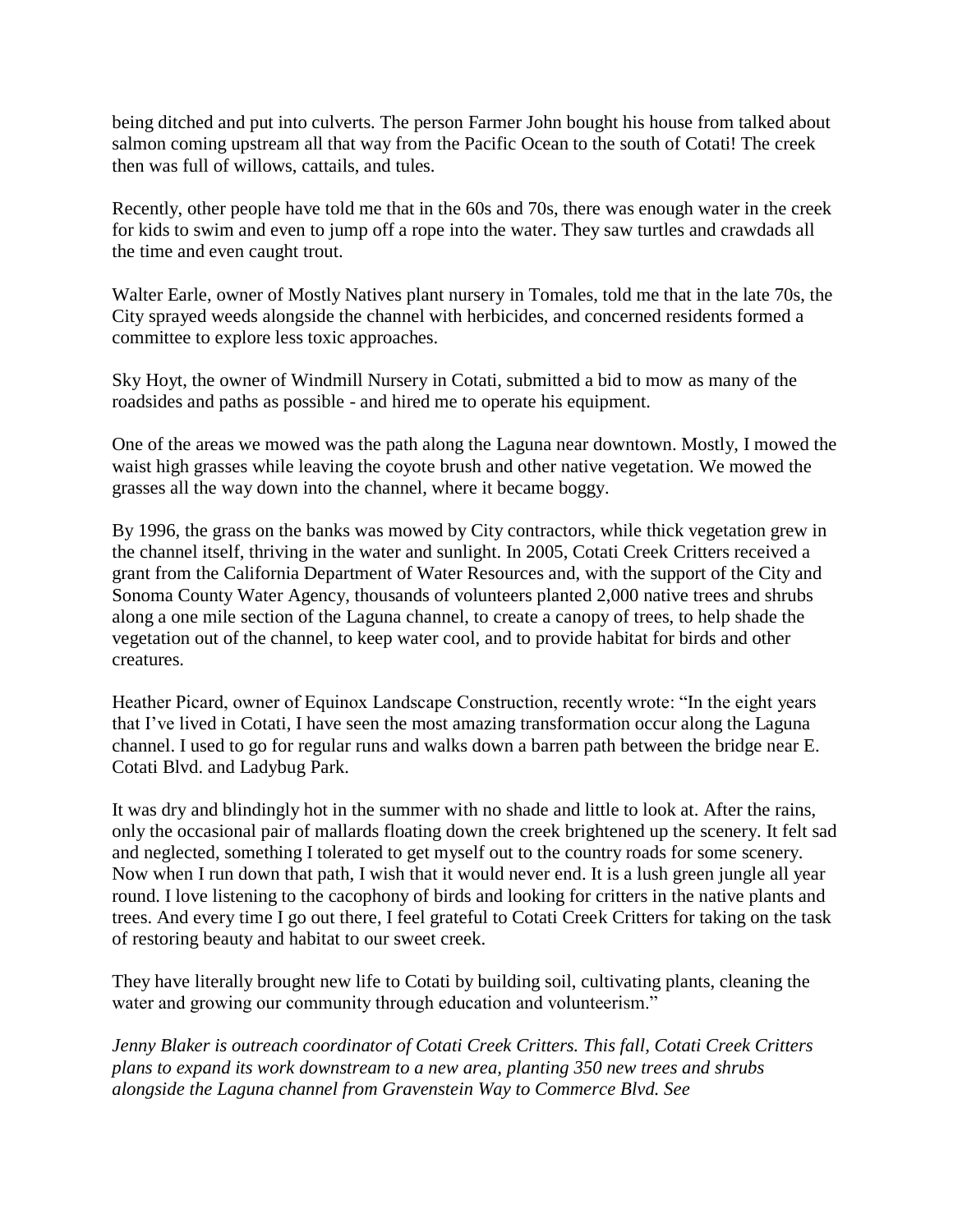being ditched and put into culverts. The person Farmer John bought his house from talked about salmon coming upstream all that way from the Pacific Ocean to the south of Cotati! The creek then was full of willows, cattails, and tules.

Recently, other people have told me that in the 60s and 70s, there was enough water in the creek for kids to swim and even to jump off a rope into the water. They saw turtles and crawdads all the time and even caught trout.

Walter Earle, owner of Mostly Natives plant nursery in Tomales, told me that in the late 70s, the City sprayed weeds alongside the channel with herbicides, and concerned residents formed a committee to explore less toxic approaches.

Sky Hoyt, the owner of Windmill Nursery in Cotati, submitted a bid to mow as many of the roadsides and paths as possible - and hired me to operate his equipment.

One of the areas we mowed was the path along the Laguna near downtown. Mostly, I mowed the waist high grasses while leaving the coyote brush and other native vegetation. We mowed the grasses all the way down into the channel, where it became boggy.

By 1996, the grass on the banks was mowed by City contractors, while thick vegetation grew in the channel itself, thriving in the water and sunlight. In 2005, Cotati Creek Critters received a grant from the California Department of Water Resources and, with the support of the City and Sonoma County Water Agency, thousands of volunteers planted 2,000 native trees and shrubs along a one mile section of the Laguna channel, to create a canopy of trees, to help shade the vegetation out of the channel, to keep water cool, and to provide habitat for birds and other creatures.

Heather Picard, owner of Equinox Landscape Construction, recently wrote: "In the eight years that I've lived in Cotati, I have seen the most amazing transformation occur along the Laguna channel. I used to go for regular runs and walks down a barren path between the bridge near E. Cotati Blvd. and Ladybug Park.

It was dry and blindingly hot in the summer with no shade and little to look at. After the rains, only the occasional pair of mallards floating down the creek brightened up the scenery. It felt sad and neglected, something I tolerated to get myself out to the country roads for some scenery. Now when I run down that path, I wish that it would never end. It is a lush green jungle all year round. I love listening to the cacophony of birds and looking for critters in the native plants and trees. And every time I go out there, I feel grateful to Cotati Creek Critters for taking on the task of restoring beauty and habitat to our sweet creek.

They have literally brought new life to Cotati by building soil, cultivating plants, cleaning the water and growing our community through education and volunteerism."

*Jenny Blaker is outreach coordinator of Cotati Creek Critters. This fall, Cotati Creek Critters plans to expand its work downstream to a new area, planting 350 new trees and shrubs alongside the Laguna channel from Gravenstein Way to Commerce Blvd. See*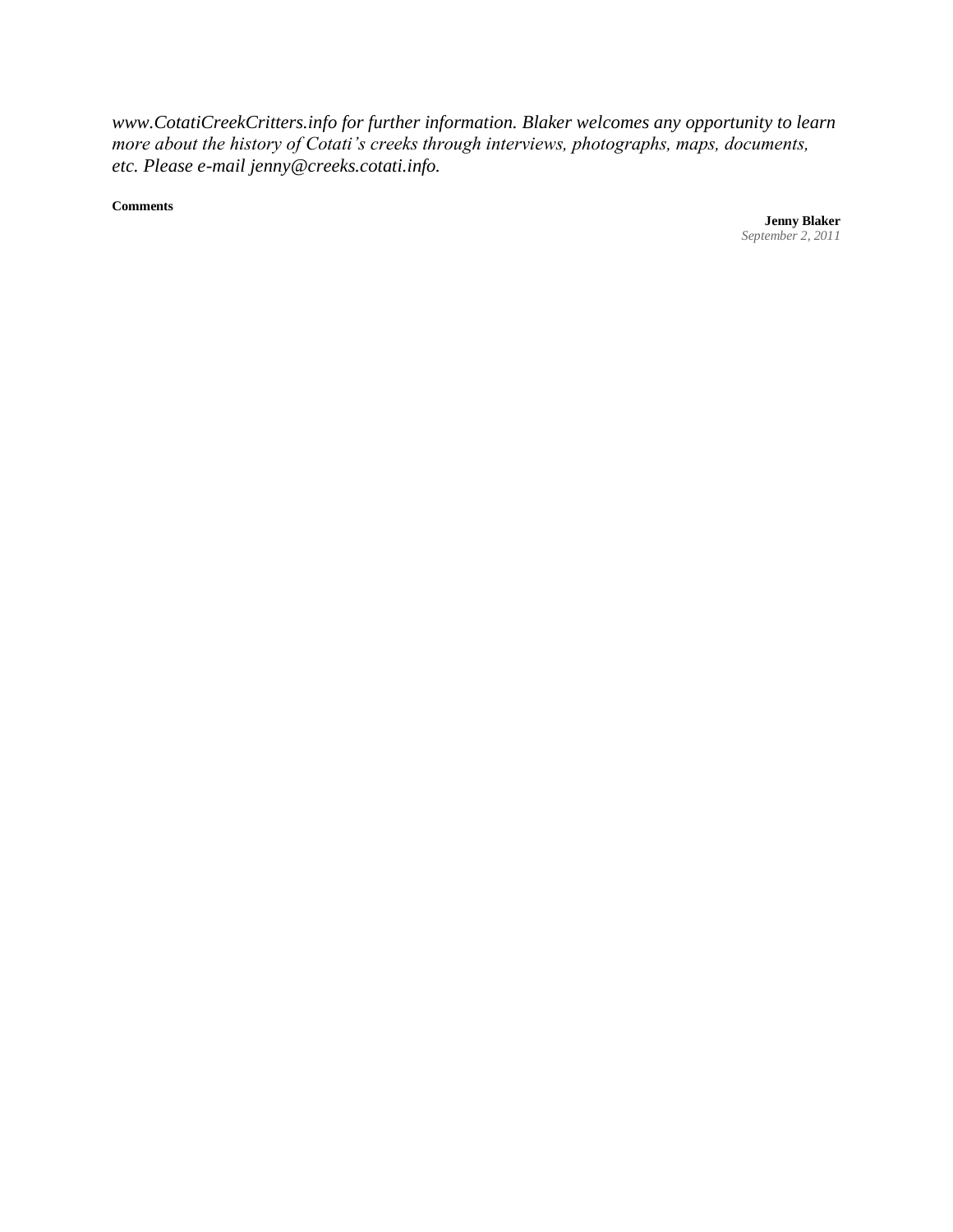*www.CotatiCreekCritters.info for further information. Blaker welcomes any opportunity to learn more about the history of Cotati's creeks through interviews, photographs, maps, documents, etc. Please e-mail jenny@creeks.cotati.info.*

**Comments**

**Jenny Blaker**
*September 2, 2011*